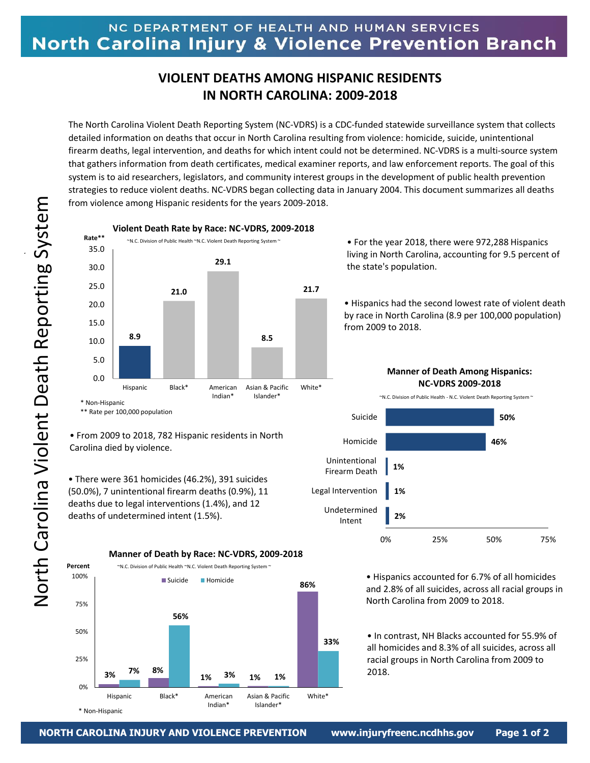# VIOLENT DEATHS AMONG HISPANIC RESIDENTS IN NORTH CAROLINA: 2009-2018

The North Carolina Violent Death Reporting System (NC-VDRS) is a CDC-funded statewide surveillance system that collects detailed information on deaths that occur in North Carolina resulting from violence: homicide, suicide, unintentional firearm deaths, legal intervention, and deaths for which intent could not be determined. NC-VDRS is a multi-source system that gathers information from death certificates, medical examiner reports, and law enforcement reports. The goal of this system is to aid researchers, legislators, and community interest groups in the development of public health prevention strategies to reduce violent deaths. NC-VDRS began collecting data in January 2004. This document summarizes all deaths from violence among Hispanic residents for the years 2009-2018.

**Violent Death Rate by Race: NC-VDRS, 2009-2018**

~N.C. Division of Public Health ~N.C. Violent Death Reporting System ~

| Race | Rate** |
|---|---|
| Hispanic | 8.9 |
| Black* | 21.0 |
| American Indian* | 29.1 |
| Asian & Pacific Islander* | 8.5 |
| White* | 21.7 |

\* Non-Hispanic

** Rate per 100,000 population

- For the year 2018, there were 972,288 Hispanics living in North Carolina, accounting for 9.5 percent of the state's population.
- Hispanics had the second lowest rate of violent death by race in North Carolina (8.9 per 100,000 population) from 2009 to 2018.
- From 2009 to 2018, 782 Hispanic residents in North Carolina died by violence.
- There were 361 homicides (46.2%), 391 suicides (50.0%), 7 unintentional firearm deaths (0.9%), 11 deaths due to legal interventions (1.4%), and 12 deaths of undetermined intent (1.5%).

**Manner of Death Among Hispanics: NC-VDRS 2009-2018**

~N.C. Division of Public Health - N.C. Violent Death Reporting System ~

| Manner of Death | Percent |
|---|---|
| Suicide | 50% |
| Homicide | 46% |
| Unintentional Firearm Death | 1% |
| Legal Intervention | 1% |
| Undetermined Intent | 2% |

**Manner of Death by Race: NC-VDRS, 2009-2018**

~N.C. Division of Public Health ~N.C. Violent Death Reporting System ~

| Race | Suicide | Homicide |
|---|---|---|
| Hispanic | 3% | 7% |
| Black* | 8% | 56% |
| American Indian* | 1% | 3% |
| Asian & Pacific Islander* | 1% | 1% |
| White* | 86% | 33% |

\* Non-Hispanic

- Hispanics accounted for 6.7% of all homicides and 2.8% of all suicides, across all racial groups in North Carolina from 2009 to 2018.
- In contrast, NH Blacks accounted for 55.9% of all homicides and 8.3% of all suicides, across all racial groups in North Carolina from 2009 to 2018.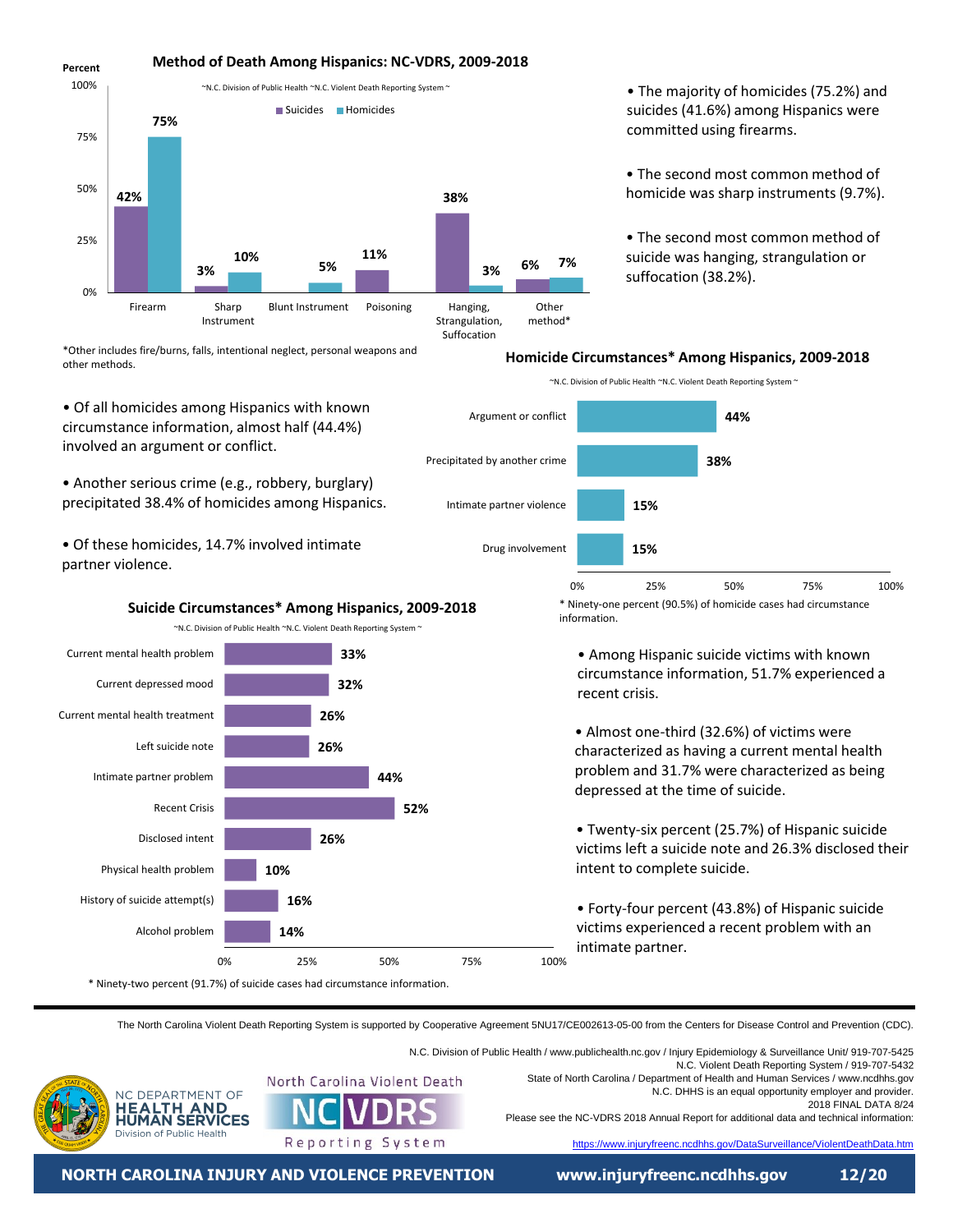## Method of Death Among Hispanics: NC-VDRS, 2009-2018

~N.C. Division of Public Health ~N.C. Violent Death Reporting System ~

Percent

Suicides
Homicides

Firearm: 42%, 75%
Sharp Instrument: 3%, 10%
Blunt Instrument: 5%
Poisoning: 11%
Hanging, Strangulation, Suffocation: 38%, 3%
Other method*: 6%, 7%

0%
25%
50%
75%
100%

*Other includes fire/burns, falls, intentional neglect, personal weapons and other methods.

- The majority of homicides (75.2%) and suicides (41.6%) among Hispanics were committed using firearms.
- The second most common method of homicide was sharp instruments (9.7%).
- The second most common method of suicide was hanging, strangulation or suffocation (38.2%).

## Homicide Circumstances* Among Hispanics, 2009-2018

~N.C. Division of Public Health ~N.C. Violent Death Reporting System ~

Argument or conflict: 44%
Precipitated by another crime: 38%
Intimate partner violence: 15%
Drug involvement: 15%

0%
25%
50%
75%
100%

\* Ninety-one percent (90.5%) of homicide cases had circumstance information.

- Of all homicides among Hispanics with known circumstance information, almost half (44.4%) involved an argument or conflict.
- Another serious crime (e.g., robbery, burglary) precipitated 38.4% of homicides among Hispanics.
- Of these homicides, 14.7% involved intimate partner violence.

## Suicide Circumstances* Among Hispanics, 2009-2018

~N.C. Division of Public Health ~N.C. Violent Death Reporting System ~

Current mental health problem: 33%
Current depressed mood: 32%
Current mental health treatment: 26%
Left suicide note: 26%
Intimate partner problem: 44%
Recent Crisis: 52%
Disclosed intent: 26%
Physical health problem: 10%
History of suicide attempt(s): 16%
Alcohol problem: 14%

0%
25%
50%
75%
100%

\* Ninety-two percent (91.7%) of suicide cases had circumstance information.

- Among Hispanic suicide victims with known circumstance information, 51.7% experienced a recent crisis.
- Almost one-third (32.6%) of victims were characterized as having a current mental health problem and 31.7% were characterized as being depressed at the time of suicide.
- Twenty-six percent (25.7%) of Hispanic suicide victims left a suicide note and 26.3% disclosed their intent to complete suicide.
- Forty-four percent (43.8%) of Hispanic suicide victims experienced a recent problem with an intimate partner.

---

The North Carolina Violent Death Reporting System is supported by Cooperative Agreement 5NU17/CE002613-05-00 from the Centers for Disease Control and Prevention (CDC).

N.C. Division of Public Health / www.publichealth.nc.gov / Injury Epidemiology & Surveillance Unit/ 919-707-5425
N.C. Violent Death Reporting System / 919-707-5432
State of North Carolina / Department of Health and Human Services / www.ncdhhs.gov
N.C. DHHS is an equal opportunity employer and provider.
2018 FINAL DATA 8/24
Please see the NC-VDRS 2018 Annual Report for additional data and technical information:
https://www.injuryfreenc.ncdhhs.gov/DataSurveillance/ViolentDeathData.htm

NC DEPARTMENT OF HEALTH AND HUMAN SERVICES Division of Public Health

North Carolina Violent Death NC VDRS Reporting System

NORTH CAROLINA INJURY AND VIOLENCE PREVENTION www.injuryfreenc.ncdhhs.gov